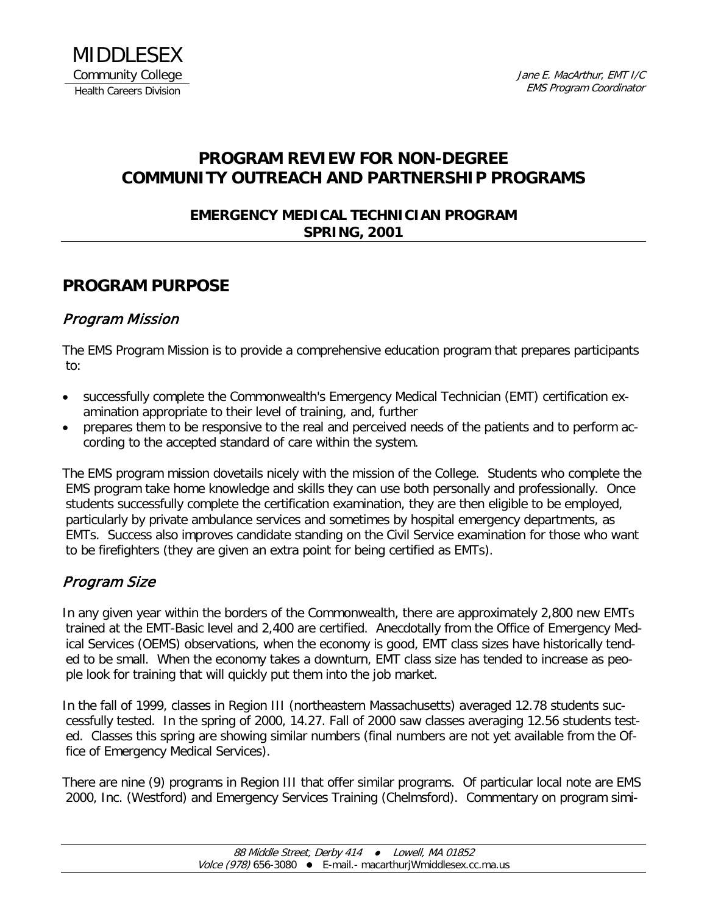MIDDLESEX
Community College
Health Careers Division

*Jane E. MacArthur, EMT I/C*
*EMS Program Coordinator*

# PROGRAM REVIEW FOR NON-DEGREE COMMUNITY OUTREACH AND PARTNERSHIP PROGRAMS

## EMERGENCY MEDICAL TECHNICIAN PROGRAM SPRING, 2001

## PROGRAM PURPOSE

### *Program Mission*

The EMS Program Mission is to provide a comprehensive education program that prepares participants to:

- successfully complete the Commonwealth's Emergency Medical Technician (EMT) certification examination appropriate to their level of training, and, further
- prepares them to be responsive to the real and perceived needs of the patients and to perform according to the accepted standard of care within the system.

The EMS program mission dovetails nicely with the mission of the College. Students who complete the EMS program take home knowledge and skills they can use both personally and professionally. Once students successfully complete the certification examination, they are then eligible to be employed, particularly by private ambulance services and sometimes by hospital emergency departments, as EMTs. Success also improves candidate standing on the Civil Service examination for those who want to be firefighters (they are given an extra point for being certified as EMTs).

### *Program Size*

In any given year within the borders of the Commonwealth, there are approximately 2,800 new EMTs trained at the EMT-Basic level and 2,400 are certified. Anecdotally from the Office of Emergency Medical Services (OEMS) observations, when the economy is good, EMT class sizes have historically tended to be small. When the economy takes a downturn, EMT class size has tended to increase as people look for training that will quickly put them into the job market.

In the fall of 1999, classes in Region III (northeastern Massachusetts) averaged 12.78 students successfully tested. In the spring of 2000, 14.27. Fall of 2000 saw classes averaging 12.56 students tested. Classes this spring are showing similar numbers (final numbers are not yet available from the Office of Emergency Medical Services).

There are nine (9) programs in Region III that offer similar programs. Of particular local note are EMS 2000, Inc. (Westford) and Emergency Services Training (Chelmsford). Commentary on program simi-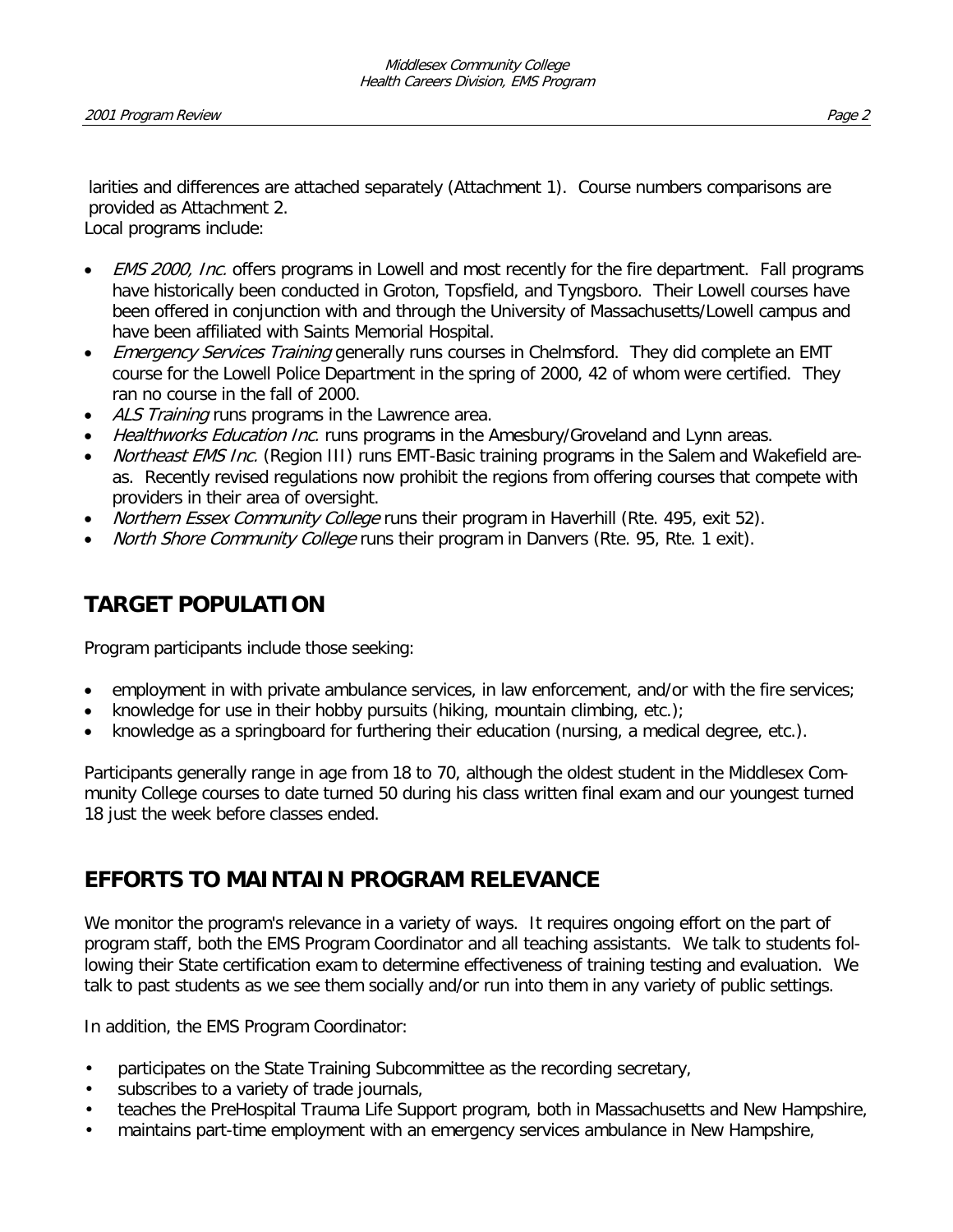larities and differences are attached separately (Attachment 1). Course numbers comparisons are provided as Attachment 2.

Local programs include:

- *EMS 2000, Inc.* offers programs in Lowell and most recently for the fire department. Fall programs have historically been conducted in Groton, Topsfield, and Tyngsboro. Their Lowell courses have been offered in conjunction with and through the University of Massachusetts/Lowell campus and have been affiliated with Saints Memorial Hospital.
- *Emergency Services Training* generally runs courses in Chelmsford. They did complete an EMT course for the Lowell Police Department in the spring of 2000, 42 of whom were certified. They ran no course in the fall of 2000.
- *ALS Training* runs programs in the Lawrence area.
- *Healthworks Education Inc.* runs programs in the Amesbury/Groveland and Lynn areas.
- *Northeast EMS Inc.* (Region III) runs EMT-Basic training programs in the Salem and Wakefield areas. Recently revised regulations now prohibit the regions from offering courses that compete with providers in their area of oversight.
- *Northern Essex Community College* runs their program in Haverhill (Rte. 495, exit 52).
- *North Shore Community College* runs their program in Danvers (Rte. 95, Rte. 1 exit).

## TARGET POPULATION

Program participants include those seeking:

- employment in with private ambulance services, in law enforcement, and/or with the fire services;
- knowledge for use in their hobby pursuits (hiking, mountain climbing, etc.);
- knowledge as a springboard for furthering their education (nursing, a medical degree, etc.).

Participants generally range in age from 18 to 70, although the oldest student in the Middlesex Community College courses to date turned 50 during his class written final exam and our youngest turned 18 just the week before classes ended.

## EFFORTS TO MAINTAIN PROGRAM RELEVANCE

We monitor the program's relevance in a variety of ways. It requires ongoing effort on the part of program staff, both the EMS Program Coordinator and all teaching assistants. We talk to students following their State certification exam to determine effectiveness of training testing and evaluation. We talk to past students as we see them socially and/or run into them in any variety of public settings.

In addition, the EMS Program Coordinator:

- participates on the State Training Subcommittee as the recording secretary,
- subscribes to a variety of trade journals,
- teaches the PreHospital Trauma Life Support program, both in Massachusetts and New Hampshire,
- maintains part-time employment with an emergency services ambulance in New Hampshire,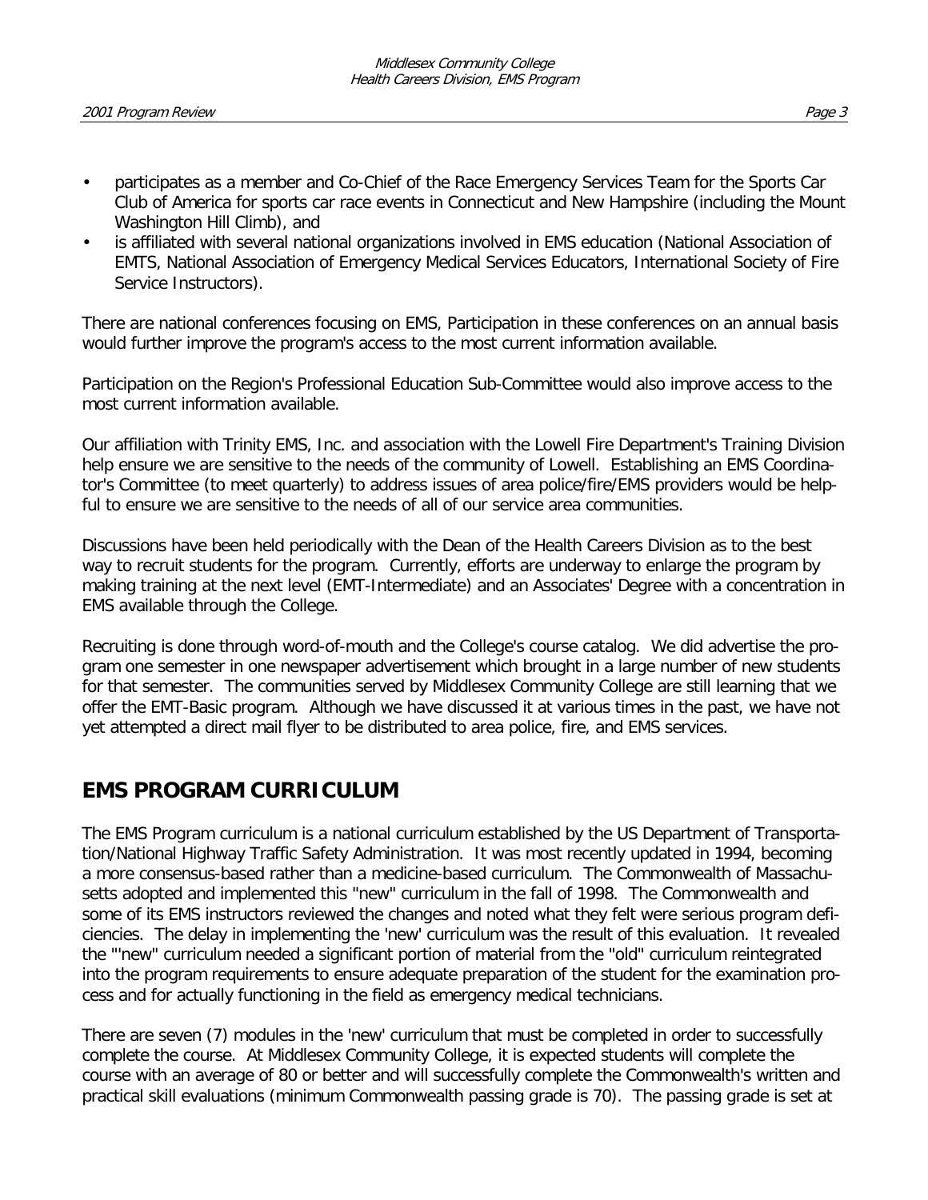- participates as a member and Co-Chief of the Race Emergency Services Team for the Sports Car Club of America for sports car race events in Connecticut and New Hampshire (including the Mount Washington Hill Climb), and
- is affiliated with several national organizations involved in EMS education (National Association of EMTS, National Association of Emergency Medical Services Educators, International Society of Fire Service Instructors).

There are national conferences focusing on EMS, Participation in these conferences on an annual basis would further improve the program's access to the most current information available.

Participation on the Region's Professional Education Sub-Committee would also improve access to the most current information available.

Our affiliation with Trinity EMS, Inc. and association with the Lowell Fire Department's Training Division help ensure we are sensitive to the needs of the community of Lowell. Establishing an EMS Coordinator's Committee (to meet quarterly) to address issues of area police/fire/EMS providers would be helpful to ensure we are sensitive to the needs of all of our service area communities.

Discussions have been held periodically with the Dean of the Health Careers Division as to the best way to recruit students for the program. Currently, efforts are underway to enlarge the program by making training at the next level (EMT-Intermediate) and an Associates' Degree with a concentration in EMS available through the College.

Recruiting is done through word-of-mouth and the College's course catalog. We did advertise the program one semester in one newspaper advertisement which brought in a large number of new students for that semester. The communities served by Middlesex Community College are still learning that we offer the EMT-Basic program. Although we have discussed it at various times in the past, we have not yet attempted a direct mail flyer to be distributed to area police, fire, and EMS services.

## EMS PROGRAM CURRICULUM

The EMS Program curriculum is a national curriculum established by the US Department of Transportation/National Highway Traffic Safety Administration. It was most recently updated in 1994, becoming a more consensus-based rather than a medicine-based curriculum. The Commonwealth of Massachusetts adopted and implemented this "new" curriculum in the fall of 1998. The Commonwealth and some of its EMS instructors reviewed the changes and noted what they felt were serious program deficiencies. The delay in implementing the 'new' curriculum was the result of this evaluation. It revealed the "'new" curriculum needed a significant portion of material from the "old" curriculum reintegrated into the program requirements to ensure adequate preparation of the student for the examination process and for actually functioning in the field as emergency medical technicians.

There are seven (7) modules in the 'new' curriculum that must be completed in order to successfully complete the course. At Middlesex Community College, it is expected students will complete the course with an average of 80 or better and will successfully complete the Commonwealth's written and practical skill evaluations (minimum Commonwealth passing grade is 70). The passing grade is set at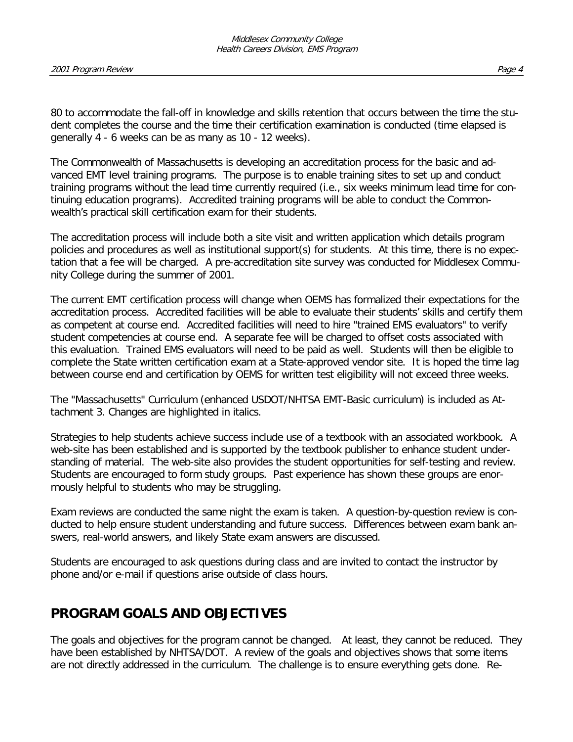80 to accommodate the fall-off in knowledge and skills retention that occurs between the time the student completes the course and the time their certification examination is conducted (time elapsed is generally 4 - 6 weeks can be as many as 10 - 12 weeks).

The Commonwealth of Massachusetts is developing an accreditation process for the basic and advanced EMT level training programs. The purpose is to enable training sites to set up and conduct training programs without the lead time currently required (i.e., six weeks minimum lead time for continuing education programs). Accredited training programs will be able to conduct the Commonwealth's practical skill certification exam for their students.

The accreditation process will include both a site visit and written application which details program policies and procedures as well as institutional support(s) for students. At this time, there is no expectation that a fee will be charged. A pre-accreditation site survey was conducted for Middlesex Community College during the summer of 2001.

The current EMT certification process will change when OEMS has formalized their expectations for the accreditation process. Accredited facilities will be able to evaluate their students' skills and certify them as competent at course end. Accredited facilities will need to hire "trained EMS evaluators" to verify student competencies at course end. A separate fee will be charged to offset costs associated with this evaluation. Trained EMS evaluators will need to be paid as well. Students will then be eligible to complete the State written certification exam at a State-approved vendor site. It is hoped the time lag between course end and certification by OEMS for written test eligibility will not exceed three weeks.

The "Massachusetts" Curriculum (enhanced USDOT/NHTSA EMT-Basic curriculum) is included as Attachment 3. Changes are highlighted in italics.

Strategies to help students achieve success include use of a textbook with an associated workbook. A web-site has been established and is supported by the textbook publisher to enhance student understanding of material. The web-site also provides the student opportunities for self-testing and review. Students are encouraged to form study groups. Past experience has shown these groups are enormously helpful to students who may be struggling.

Exam reviews are conducted the same night the exam is taken. A question-by-question review is conducted to help ensure student understanding and future success. Differences between exam bank answers, real-world answers, and likely State exam answers are discussed.

Students are encouraged to ask questions during class and are invited to contact the instructor by phone and/or e-mail if questions arise outside of class hours.

## PROGRAM GOALS AND OBJECTIVES

The goals and objectives for the program cannot be changed. At least, they cannot be reduced. They have been established by NHTSA/DOT. A review of the goals and objectives shows that some items are not directly addressed in the curriculum. The challenge is to ensure everything gets done. Re-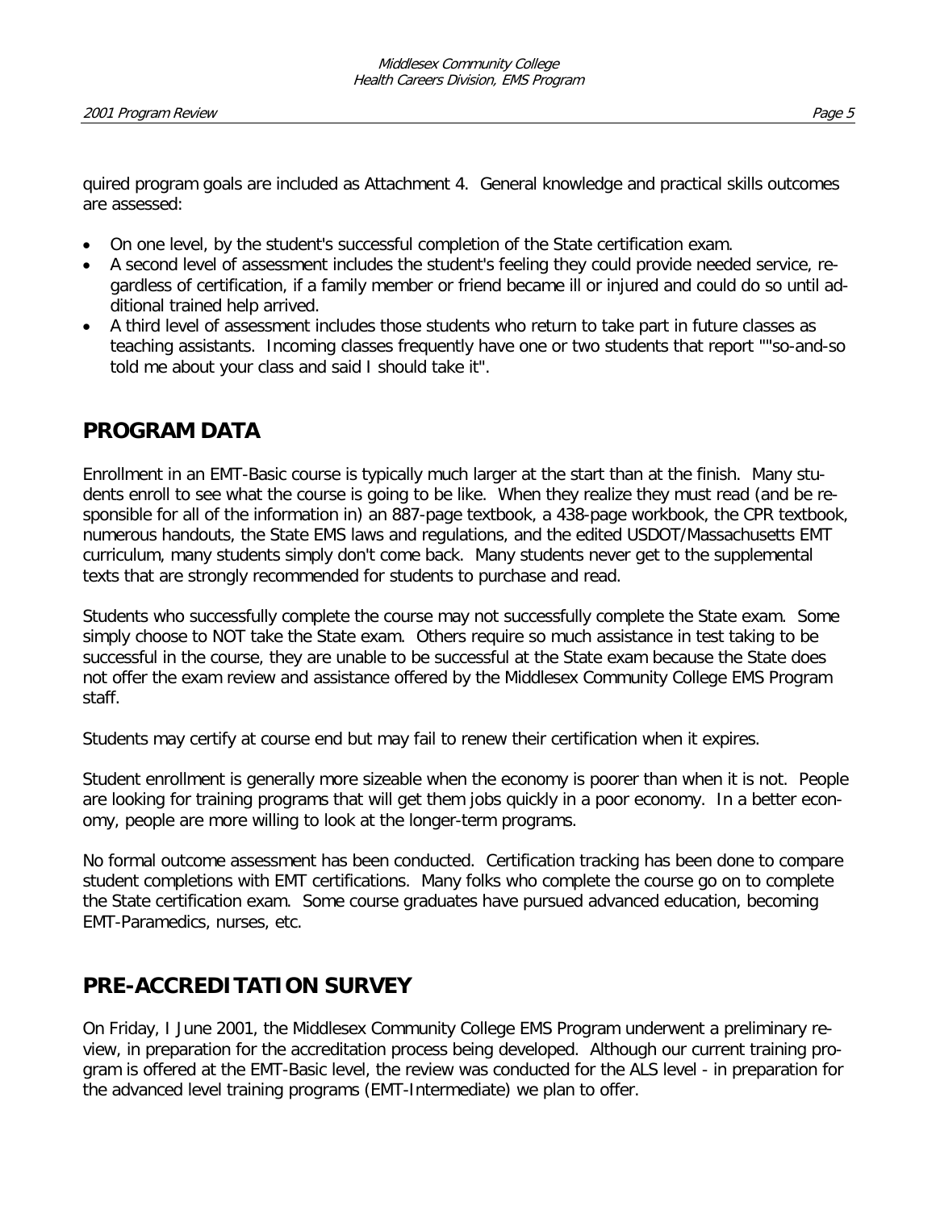quired program goals are included as Attachment 4. General knowledge and practical skills outcomes are assessed:

- On one level, by the student's successful completion of the State certification exam.
- A second level of assessment includes the student's feeling they could provide needed service, regardless of certification, if a family member or friend became ill or injured and could do so until additional trained help arrived.
- A third level of assessment includes those students who return to take part in future classes as teaching assistants. Incoming classes frequently have one or two students that report ""so-and-so told me about your class and said I should take it".

## PROGRAM DATA

Enrollment in an EMT-Basic course is typically much larger at the start than at the finish. Many students enroll to see what the course is going to be like. When they realize they must read (and be responsible for all of the information in) an 887-page textbook, a 438-page workbook, the CPR textbook, numerous handouts, the State EMS laws and regulations, and the edited USDOT/Massachusetts EMT curriculum, many students simply don't come back. Many students never get to the supplemental texts that are strongly recommended for students to purchase and read.

Students who successfully complete the course may not successfully complete the State exam. Some simply choose to NOT take the State exam. Others require so much assistance in test taking to be successful in the course, they are unable to be successful at the State exam because the State does not offer the exam review and assistance offered by the Middlesex Community College EMS Program staff.

Students may certify at course end but may fail to renew their certification when it expires.

Student enrollment is generally more sizeable when the economy is poorer than when it is not. People are looking for training programs that will get them jobs quickly in a poor economy. In a better economy, people are more willing to look at the longer-term programs.

No formal outcome assessment has been conducted. Certification tracking has been done to compare student completions with EMT certifications. Many folks who complete the course go on to complete the State certification exam. Some course graduates have pursued advanced education, becoming EMT-Paramedics, nurses, etc.

## PRE-ACCREDITATION SURVEY

On Friday, I June 2001, the Middlesex Community College EMS Program underwent a preliminary review, in preparation for the accreditation process being developed. Although our current training program is offered at the EMT-Basic level, the review was conducted for the ALS level - in preparation for the advanced level training programs (EMT-Intermediate) we plan to offer.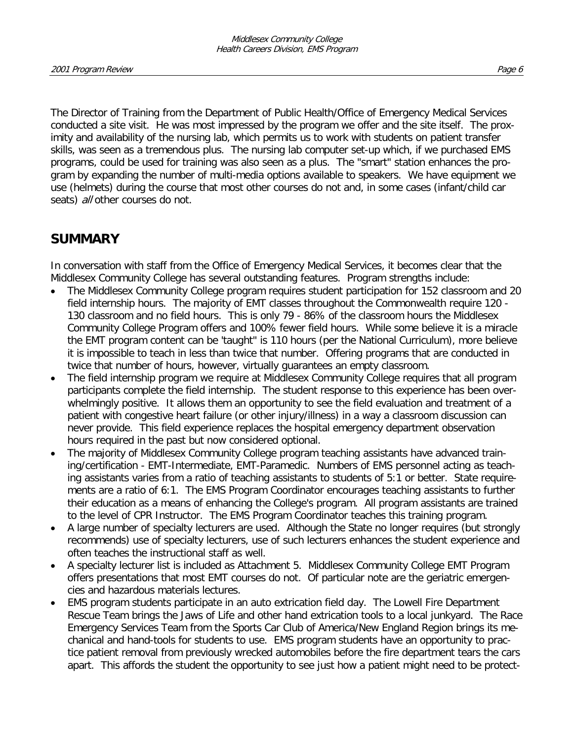The Director of Training from the Department of Public Health/Office of Emergency Medical Services conducted a site visit. He was most impressed by the program we offer and the site itself. The proximity and availability of the nursing lab, which permits us to work with students on patient transfer skills, was seen as a tremendous plus. The nursing lab computer set-up which, if we purchased EMS programs, could be used for training was also seen as a plus. The "smart" station enhances the program by expanding the number of multi-media options available to speakers. We have equipment we use (helmets) during the course that most other courses do not and, in some cases (infant/child car seats) *all* other courses do not.

## SUMMARY

In conversation with staff from the Office of Emergency Medical Services, it becomes clear that the Middlesex Community College has several outstanding features. Program strengths include:

- The Middlesex Community College program requires student participation for 152 classroom and 20 field internship hours. The majority of EMT classes throughout the Commonwealth require 120 - 130 classroom and no field hours. This is only 79 - 86% of the classroom hours the Middlesex Community College Program offers and 100% fewer field hours. While some believe it is a miracle the EMT program content can be "taught" is 110 hours (per the National Curriculum), more believe it is impossible to teach in less than twice that number. Offering programs that are conducted in twice that number of hours, however, virtually guarantees an empty classroom.
- The field internship program we require at Middlesex Community College requires that all program participants complete the field internship. The student response to this experience has been overwhelmingly positive. It allows them an opportunity to see the field evaluation and treatment of a patient with congestive heart failure (or other injury/illness) in a way a classroom discussion can never provide. This field experience replaces the hospital emergency department observation hours required in the past but now considered optional.
- The majority of Middlesex Community College program teaching assistants have advanced training/certification - EMT-Intermediate, EMT-Paramedic. Numbers of EMS personnel acting as teaching assistants varies from a ratio of teaching assistants to students of 5:1 or better. State requirements are a ratio of 6:1. The EMS Program Coordinator encourages teaching assistants to further their education as a means of enhancing the College's program. All program assistants are trained to the level of CPR Instructor. The EMS Program Coordinator teaches this training program.
- A large number of specialty lecturers are used. Although the State no longer requires (but strongly recommends) use of specialty lecturers, use of such lecturers enhances the student experience and often teaches the instructional staff as well.
- A specialty lecturer list is included as Attachment 5. Middlesex Community College EMT Program offers presentations that most EMT courses do not. Of particular note are the geriatric emergencies and hazardous materials lectures.
- EMS program students participate in an auto extrication field day. The Lowell Fire Department Rescue Team brings the Jaws of Life and other hand extrication tools to a local junkyard. The Race Emergency Services Team from the Sports Car Club of America/New England Region brings its mechanical and hand-tools for students to use. EMS program students have an opportunity to practice patient removal from previously wrecked automobiles before the fire department tears the cars apart. This affords the student the opportunity to see just how a patient might need to be protect-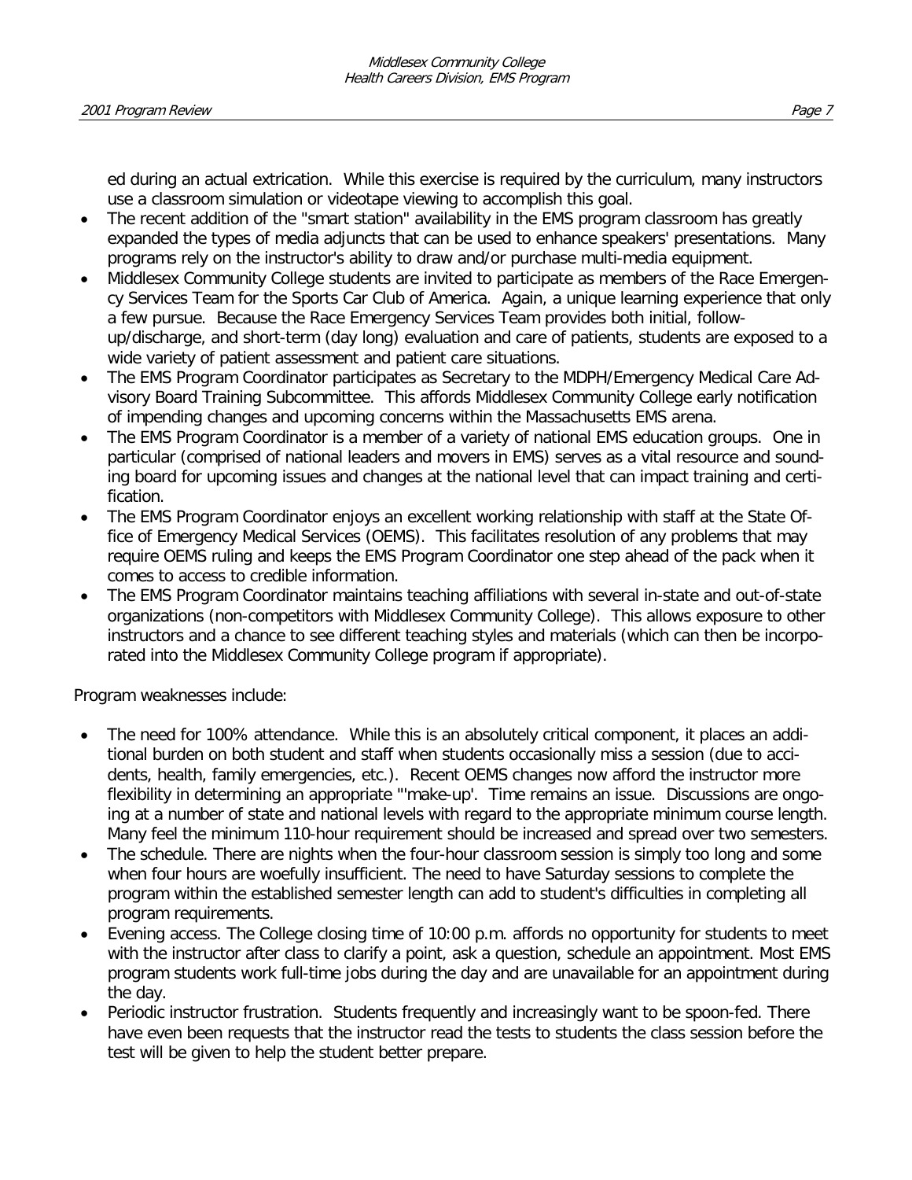ed during an actual extrication. While this exercise is required by the curriculum, many instructors use a classroom simulation or videotape viewing to accomplish this goal.

- The recent addition of the "smart station" availability in the EMS program classroom has greatly expanded the types of media adjuncts that can be used to enhance speakers' presentations. Many programs rely on the instructor's ability to draw and/or purchase multi-media equipment.
- Middlesex Community College students are invited to participate as members of the Race Emergency Services Team for the Sports Car Club of America. Again, a unique learning experience that only a few pursue. Because the Race Emergency Services Team provides both initial, follow-up/discharge, and short-term (day long) evaluation and care of patients, students are exposed to a wide variety of patient assessment and patient care situations.
- The EMS Program Coordinator participates as Secretary to the MDPH/Emergency Medical Care Advisory Board Training Subcommittee. This affords Middlesex Community College early notification of impending changes and upcoming concerns within the Massachusetts EMS arena.
- The EMS Program Coordinator is a member of a variety of national EMS education groups. One in particular (comprised of national leaders and movers in EMS) serves as a vital resource and sounding board for upcoming issues and changes at the national level that can impact training and certification.
- The EMS Program Coordinator enjoys an excellent working relationship with staff at the State Office of Emergency Medical Services (OEMS). This facilitates resolution of any problems that may require OEMS ruling and keeps the EMS Program Coordinator one step ahead of the pack when it comes to access to credible information.
- The EMS Program Coordinator maintains teaching affiliations with several in-state and out-of-state organizations (non-competitors with Middlesex Community College). This allows exposure to other instructors and a chance to see different teaching styles and materials (which can then be incorporated into the Middlesex Community College program if appropriate).

Program weaknesses include:

- The need for 100% attendance. While this is an absolutely critical component, it places an additional burden on both student and staff when students occasionally miss a session (due to accidents, health, family emergencies, etc.). Recent OEMS changes now afford the instructor more flexibility in determining an appropriate "'make-up'. Time remains an issue. Discussions are ongoing at a number of state and national levels with regard to the appropriate minimum course length. Many feel the minimum 110-hour requirement should be increased and spread over two semesters.
- The schedule. There are nights when the four-hour classroom session is simply too long and some when four hours are woefully insufficient. The need to have Saturday sessions to complete the program within the established semester length can add to student's difficulties in completing all program requirements.
- Evening access. The College closing time of 10:00 p.m. affords no opportunity for students to meet with the instructor after class to clarify a point, ask a question, schedule an appointment. Most EMS program students work full-time jobs during the day and are unavailable for an appointment during the day.
- Periodic instructor frustration. Students frequently and increasingly want to be spoon-fed. There have even been requests that the instructor read the tests to students the class session before the test will be given to help the student better prepare.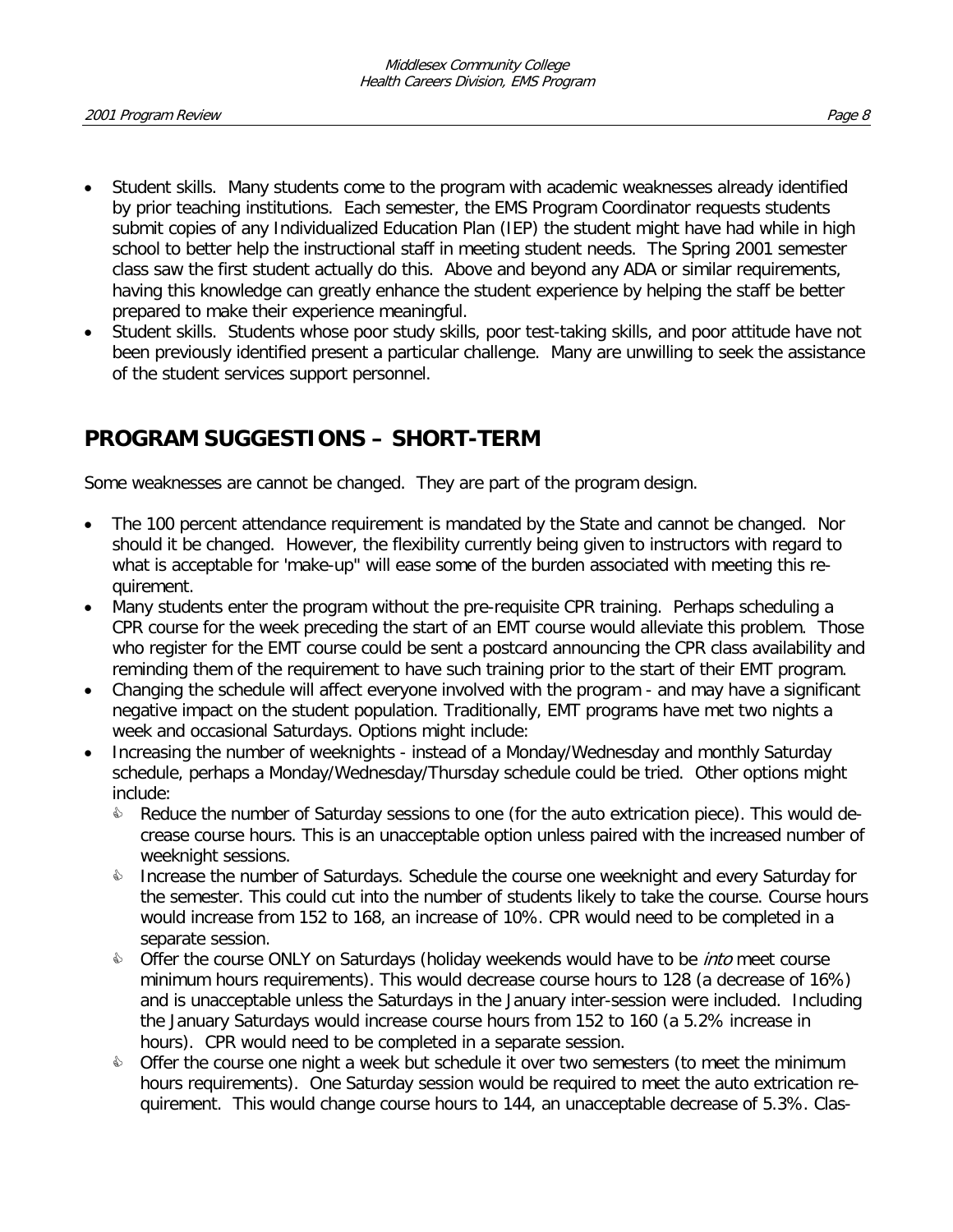- Student skills. Many students come to the program with academic weaknesses already identified by prior teaching institutions. Each semester, the EMS Program Coordinator requests students submit copies of any Individualized Education Plan (IEP) the student might have had while in high school to better help the instructional staff in meeting student needs. The Spring 2001 semester class saw the first student actually do this. Above and beyond any ADA or similar requirements, having this knowledge can greatly enhance the student experience by helping the staff be better prepared to make their experience meaningful.
- Student skills. Students whose poor study skills, poor test-taking skills, and poor attitude have not been previously identified present a particular challenge. Many are unwilling to seek the assistance of the student services support personnel.

## PROGRAM SUGGESTIONS – SHORT-TERM

Some weaknesses are cannot be changed. They are part of the program design.

- The 100 percent attendance requirement is mandated by the State and cannot be changed. Nor should it be changed. However, the flexibility currently being given to instructors with regard to what is acceptable for 'make-up" will ease some of the burden associated with meeting this requirement.
- Many students enter the program without the pre-requisite CPR training. Perhaps scheduling a CPR course for the week preceding the start of an EMT course would alleviate this problem. Those who register for the EMT course could be sent a postcard announcing the CPR class availability and reminding them of the requirement to have such training prior to the start of their EMT program.
- Changing the schedule will affect everyone involved with the program - and may have a significant negative impact on the student population. Traditionally, EMT programs have met two nights a week and occasional Saturdays. Options might include:
- Increasing the number of weeknights - instead of a Monday/Wednesday and monthly Saturday schedule, perhaps a Monday/Wednesday/Thursday schedule could be tried. Other options might include:
  - Reduce the number of Saturday sessions to one (for the auto extrication piece). This would decrease course hours. This is an unacceptable option unless paired with the increased number of weeknight sessions.
  - Increase the number of Saturdays. Schedule the course one weeknight and every Saturday for the semester. This could cut into the number of students likely to take the course. Course hours would increase from 152 to 168, an increase of 10%. CPR would need to be completed in a separate session.
  - Offer the course ONLY on Saturdays (holiday weekends would have to be *into* meet course minimum hours requirements). This would decrease course hours to 128 (a decrease of 16%) and is unacceptable unless the Saturdays in the January inter-session were included. Including the January Saturdays would increase course hours from 152 to 160 (a 5.2% increase in hours). CPR would need to be completed in a separate session.
  - Offer the course one night a week but schedule it over two semesters (to meet the minimum hours requirements). One Saturday session would be required to meet the auto extrication requirement. This would change course hours to 144, an unacceptable decrease of 5.3%. Clas-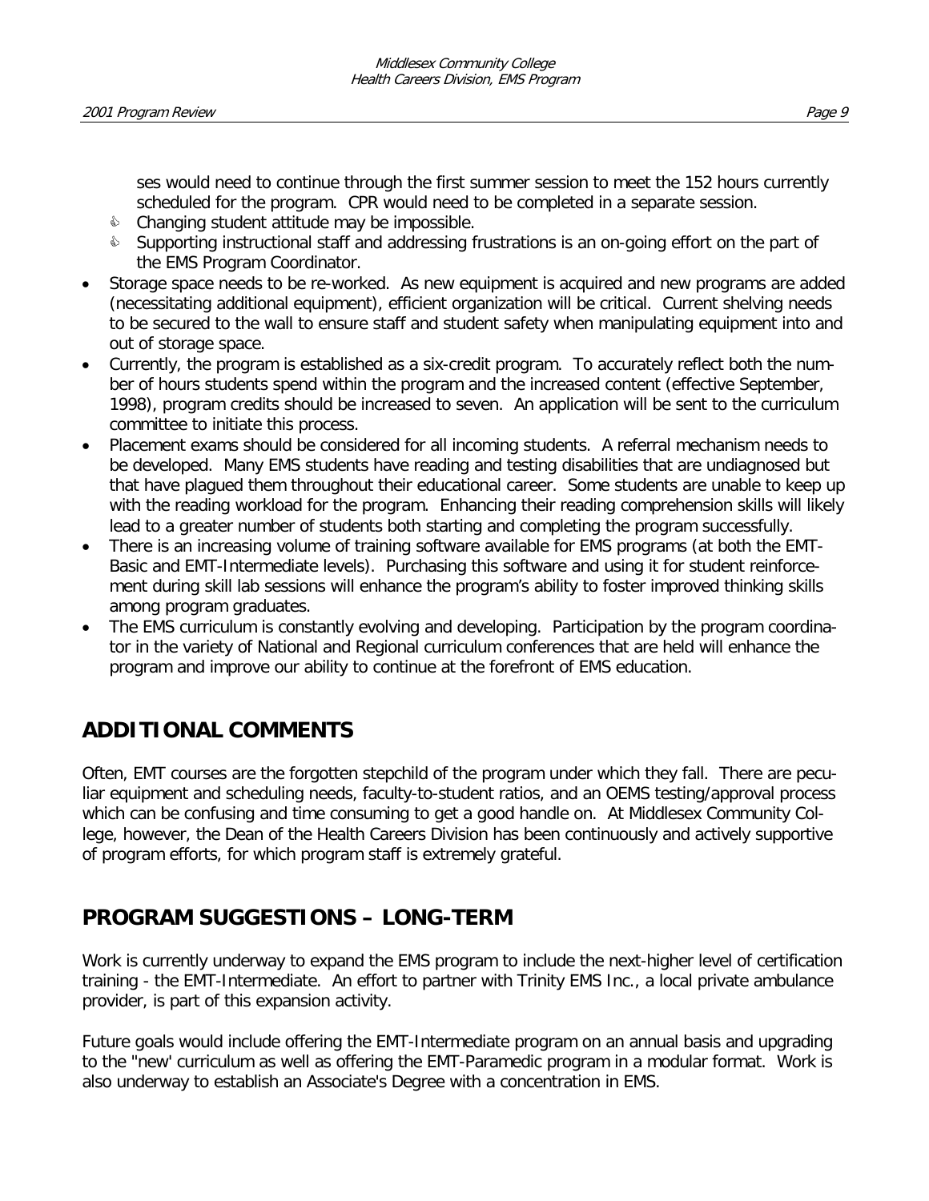ses would need to continue through the first summer session to meet the 152 hours currently scheduled for the program. CPR would need to be completed in a separate session.
  - Changing student attitude may be impossible.
  - Supporting instructional staff and addressing frustrations is an on-going effort on the part of the EMS Program Coordinator.
- Storage space needs to be re-worked. As new equipment is acquired and new programs are added (necessitating additional equipment), efficient organization will be critical. Current shelving needs to be secured to the wall to ensure staff and student safety when manipulating equipment into and out of storage space.
- Currently, the program is established as a six-credit program. To accurately reflect both the number of hours students spend within the program and the increased content (effective September, 1998), program credits should be increased to seven. An application will be sent to the curriculum committee to initiate this process.
- Placement exams should be considered for all incoming students. A referral mechanism needs to be developed. Many EMS students have reading and testing disabilities that are undiagnosed but that have plagued them throughout their educational career. Some students are unable to keep up with the reading workload for the program. Enhancing their reading comprehension skills will likely lead to a greater number of students both starting and completing the program successfully.
- There is an increasing volume of training software available for EMS programs (at both the EMT-Basic and EMT-Intermediate levels). Purchasing this software and using it for student reinforcement during skill lab sessions will enhance the program's ability to foster improved thinking skills among program graduates.
- The EMS curriculum is constantly evolving and developing. Participation by the program coordinator in the variety of National and Regional curriculum conferences that are held will enhance the program and improve our ability to continue at the forefront of EMS education.

## ADDITIONAL COMMENTS

Often, EMT courses are the forgotten stepchild of the program under which they fall. There are peculiar equipment and scheduling needs, faculty-to-student ratios, and an OEMS testing/approval process which can be confusing and time consuming to get a good handle on. At Middlesex Community College, however, the Dean of the Health Careers Division has been continuously and actively supportive of program efforts, for which program staff is extremely grateful.

## PROGRAM SUGGESTIONS – LONG-TERM

Work is currently underway to expand the EMS program to include the next-higher level of certification training - the EMT-Intermediate. An effort to partner with Trinity EMS Inc., a local private ambulance provider, is part of this expansion activity.

Future goals would include offering the EMT-Intermediate program on an annual basis and upgrading to the "new' curriculum as well as offering the EMT-Paramedic program in a modular format. Work is also underway to establish an Associate's Degree with a concentration in EMS.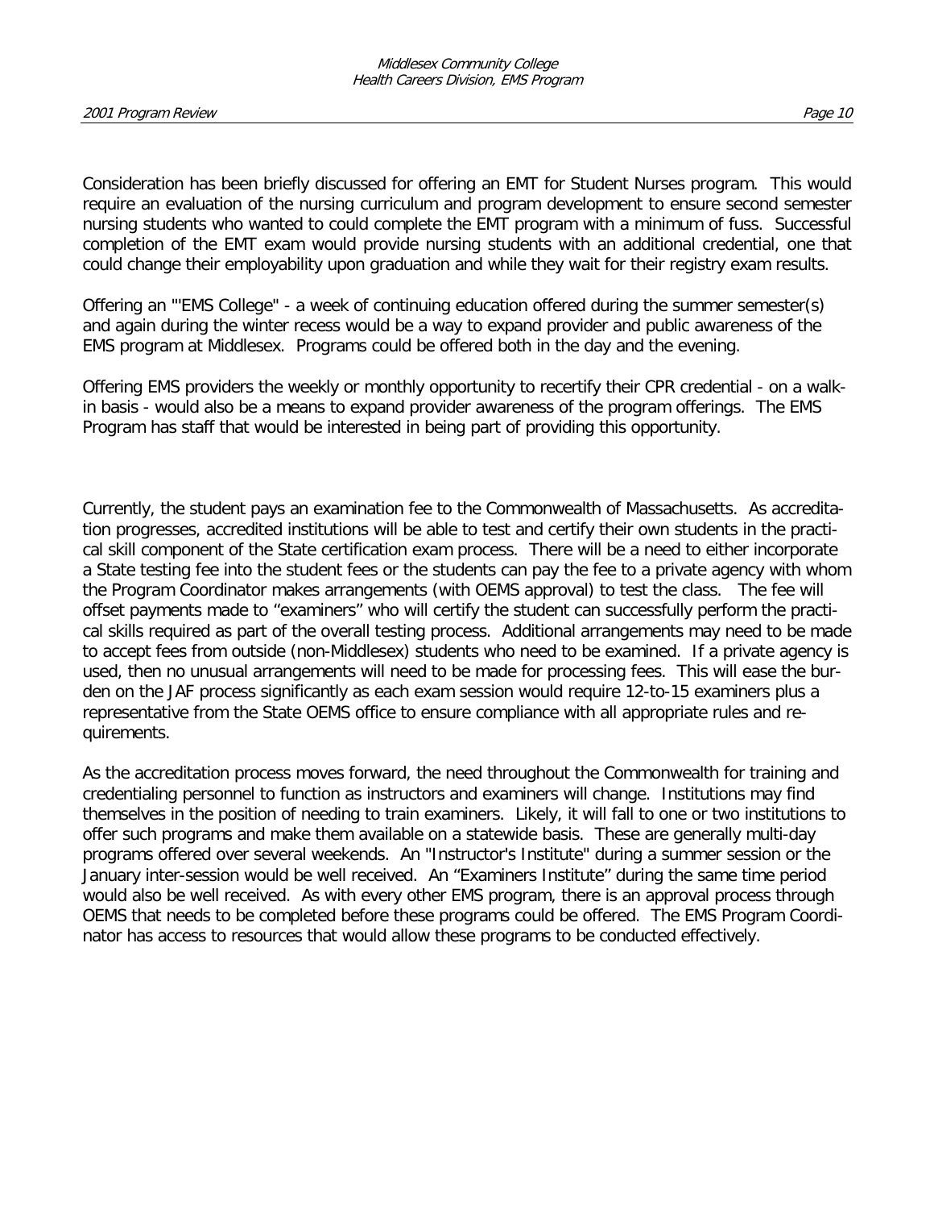Consideration has been briefly discussed for offering an EMT for Student Nurses program. This would require an evaluation of the nursing curriculum and program development to ensure second semester nursing students who wanted to could complete the EMT program with a minimum of fuss. Successful completion of the EMT exam would provide nursing students with an additional credential, one that could change their employability upon graduation and while they wait for their registry exam results.

Offering an "'EMS College" - a week of continuing education offered during the summer semester(s) and again during the winter recess would be a way to expand provider and public awareness of the EMS program at Middlesex. Programs could be offered both in the day and the evening.

Offering EMS providers the weekly or monthly opportunity to recertify their CPR credential - on a walk-in basis - would also be a means to expand provider awareness of the program offerings. The EMS Program has staff that would be interested in being part of providing this opportunity.

Currently, the student pays an examination fee to the Commonwealth of Massachusetts. As accreditation progresses, accredited institutions will be able to test and certify their own students in the practical skill component of the State certification exam process. There will be a need to either incorporate a State testing fee into the student fees or the students can pay the fee to a private agency with whom the Program Coordinator makes arrangements (with OEMS approval) to test the class. The fee will offset payments made to "examiners" who will certify the student can successfully perform the practical skills required as part of the overall testing process. Additional arrangements may need to be made to accept fees from outside (non-Middlesex) students who need to be examined. If a private agency is used, then no unusual arrangements will need to be made for processing fees. This will ease the burden on the JAF process significantly as each exam session would require 12-to-15 examiners plus a representative from the State OEMS office to ensure compliance with all appropriate rules and requirements.

As the accreditation process moves forward, the need throughout the Commonwealth for training and credentialing personnel to function as instructors and examiners will change. Institutions may find themselves in the position of needing to train examiners. Likely, it will fall to one or two institutions to offer such programs and make them available on a statewide basis. These are generally multi-day programs offered over several weekends. An "Instructor's Institute" during a summer session or the January inter-session would be well received. An "Examiners Institute" during the same time period would also be well received. As with every other EMS program, there is an approval process through OEMS that needs to be completed before these programs could be offered. The EMS Program Coordinator has access to resources that would allow these programs to be conducted effectively.